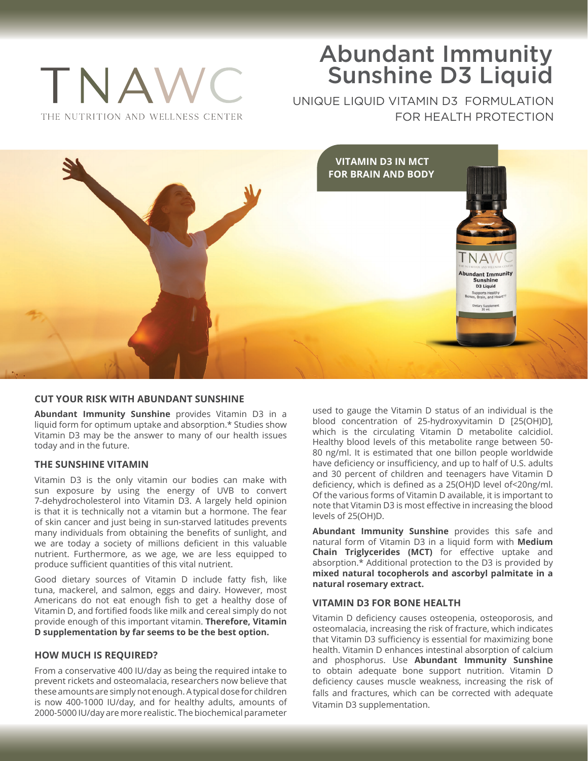TNAWC

THE NUTRITION AND WELLNESS CENTER

# Abundant Immunity Sunshine D3 Liquid

UNIQUE LIQUID VITAMIN D3 FORMULATION FOR HEALTH PROTECTION

**VITAMIN D3 IN MCT FOR BRAIN AND BODY**

## CUT YOUR RISK WITH ABUNDANT SUNSHINE

**Abundant Immunity Sunshine** provides Vitamin D3 in a liquid form for optimum uptake and absorption.* Studies show Vitamin D3 may be the answer to many of our health issues today and in the future.

## THE SUNSHINE VITAMIN

Vitamin D3 is the only vitamin our bodies can make with sun exposure by using the energy of UVB to convert 7-dehydrocholesterol into Vitamin D3. A largely held opinion is that it is technically not a vitamin but a hormone. The fear of skin cancer and just being in sun-starved latitudes prevents many individuals from obtaining the benefits of sunlight, and we are today a society of millions deficient in this valuable nutrient. Furthermore, as we age, we are less equipped to produce sufficient quantities of this vital nutrient.

Good dietary sources of Vitamin D include fatty fish, like tuna, mackerel, and salmon, eggs and dairy. However, most Americans do not eat enough fish to get a healthy dose of Vitamin D, and fortified foods like milk and cereal simply do not provide enough of this important vitamin. **Therefore, Vitamin D supplementation by far seems to be the best option.**

## HOW MUCH IS REQUIRED?

From a conservative 400 IU/day as being the required intake to prevent rickets and osteomalacia, researchers now believe that these amounts are simply not enough. A typical dose for children is now 400-1000 IU/day, and for healthy adults, amounts of 2000-5000 IU/day are more realistic. The biochemical parameter used to gauge the Vitamin D status of an individual is the blood concentration of 25-hydroxyvitamin D [25(OH)D], which is the circulating Vitamin D metabolite calcidiol. Healthy blood levels of this metabolite range between 50-80 ng/ml. It is estimated that one billon people worldwide have deficiency or insufficiency, and up to half of U.S. adults and 30 percent of children and teenagers have Vitamin D deficiency, which is defined as a 25(OH)D level of<20ng/ml. Of the various forms of Vitamin D available, it is important to note that Vitamin D3 is most effective in increasing the blood levels of 25(OH)D.

**Abundant Immunity Sunshine** provides this safe and natural form of Vitamin D3 in a liquid form with **Medium Chain Triglycerides (MCT)** for effective uptake and absorption.* Additional protection to the D3 is provided by **mixed natural tocopherols and ascorbyl palmitate in a natural rosemary extract.**

## VITAMIN D3 FOR BONE HEALTH

Vitamin D deficiency causes osteopenia, osteoporosis, and osteomalacia, increasing the risk of fracture, which indicates that Vitamin D3 sufficiency is essential for maximizing bone health. Vitamin D enhances intestinal absorption of calcium and phosphorus. Use **Abundant Immunity Sunshine** to obtain adequate bone support nutrition. Vitamin D deficiency causes muscle weakness, increasing the risk of falls and fractures, which can be corrected with adequate Vitamin D3 supplementation.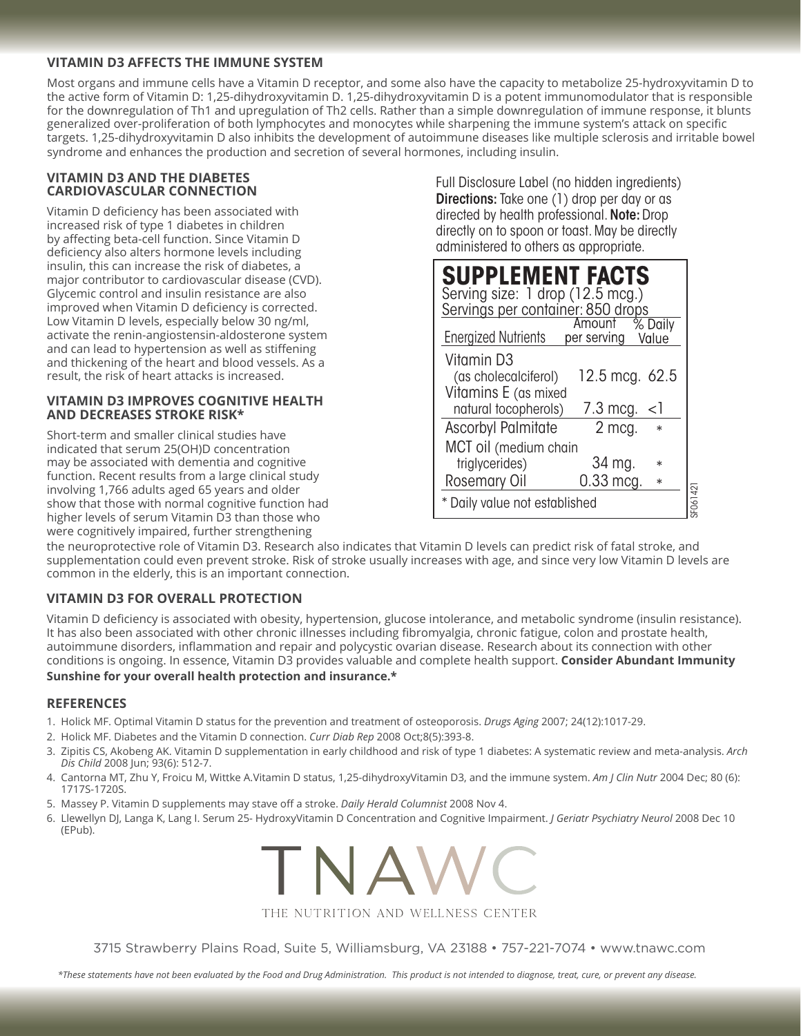## VITAMIN D3 AFFECTS THE IMMUNE SYSTEM

Most organs and immune cells have a Vitamin D receptor, and some also have the capacity to metabolize 25-hydroxyvitamin D to the active form of Vitamin D: 1,25-dihydroxyvitamin D. 1,25-dihydroxyvitamin D is a potent immunomodulator that is responsible for the downregulation of Th1 and upregulation of Th2 cells. Rather than a simple downregulation of immune response, it blunts generalized over-proliferation of both lymphocytes and monocytes while sharpening the immune system's attack on specific targets. 1,25-dihydroxyvitamin D also inhibits the development of autoimmune diseases like multiple sclerosis and irritable bowel syndrome and enhances the production and secretion of several hormones, including insulin.

## VITAMIN D3 AND THE DIABETES CARDIOVASCULAR CONNECTION

Vitamin D deficiency has been associated with increased risk of type 1 diabetes in children by affecting beta-cell function. Since Vitamin D deficiency also alters hormone levels including insulin, this can increase the risk of diabetes, a major contributor to cardiovascular disease (CVD). Glycemic control and insulin resistance are also improved when Vitamin D deficiency is corrected. Low Vitamin D levels, especially below 30 ng/ml, activate the renin-angiostensin-aldosterone system and can lead to hypertension as well as stiffening and thickening of the heart and blood vessels. As a result, the risk of heart attacks is increased.

## VITAMIN D3 IMPROVES COGNITIVE HEALTH AND DECREASES STROKE RISK*

Short-term and smaller clinical studies have indicated that serum 25(OH)D concentration may be associated with dementia and cognitive function. Recent results from a large clinical study involving 1,766 adults aged 65 years and older show that those with normal cognitive function had higher levels of serum Vitamin D3 than those who were cognitively impaired, further strengthening the neuroprotective role of Vitamin D3. Research also indicates that Vitamin D levels can predict risk of fatal stroke, and supplementation could even prevent stroke. Risk of stroke usually increases with age, and since very low Vitamin D levels are common in the elderly, this is an important connection.

Full Disclosure Label (no hidden ingredients)
**Directions:** Take one (1) drop per day or as directed by health professional. **Note:** Drop directly on to spoon or toast. May be directly administered to others as appropriate.

**SUPPLEMENT FACTS**
Serving size: 1 drop (12.5 mcg.)
Servings per container: 850 drops

| Energized Nutrients | Amount per serving | % Daily Value |
|---|---|---|
| Vitamin D3 (as cholecalciferol) | 12.5 mcg. | 62.5 |
| Vitamins E (as mixed natural tocopherols) | 7.3 mcg. | <1 |
| Ascorbyl Palmitate | 2 mcg. | * |
| MCT oil (medium chain triglycerides) | 34 mg. | * |
| Rosemary Oil | 0.33 mcg. | * |

\* Daily value not established

SF061421

## VITAMIN D3 FOR OVERALL PROTECTION

Vitamin D deficiency is associated with obesity, hypertension, glucose intolerance, and metabolic syndrome (insulin resistance). It has also been associated with other chronic illnesses including fibromyalgia, chronic fatigue, colon and prostate health, autoimmune disorders, inflammation and repair and polycystic ovarian disease. Research about its connection with other conditions is ongoing. In essence, Vitamin D3 provides valuable and complete health support. **Consider Abundant Immunity Sunshine for your overall health protection and insurance.***

## REFERENCES

1. Holick MF. Optimal Vitamin D status for the prevention and treatment of osteoporosis. *Drugs Aging* 2007; 24(12):1017-29.
2. Holick MF. Diabetes and the Vitamin D connection. *Curr Diab Rep* 2008 Oct;8(5):393-8.
3. Zipitis CS, Akobeng AK. Vitamin D supplementation in early childhood and risk of type 1 diabetes: A systematic review and meta-analysis. *Arch Dis Child* 2008 Jun; 93(6): 512-7.
4. Cantorna MT, Zhu Y, Froicu M, Wittke A.Vitamin D status, 1,25-dihydroxyVitamin D3, and the immune system. *Am J Clin Nutr* 2004 Dec; 80 (6): 1717S-1720S.
5. Massey P. Vitamin D supplements may stave off a stroke. *Daily Herald Columnist* 2008 Nov 4.
6. Llewellyn DJ, Langa K, Lang I. Serum 25- HydroxyVitamin D Concentration and Cognitive Impairment. *J Geriatr Psychiatry Neurol* 2008 Dec 10 (EPub).

TNAWC
THE NUTRITION AND WELLNESS CENTER

3715 Strawberry Plains Road, Suite 5, Williamsburg, VA 23188 • 757-221-7074 • www.tnawc.com

*These statements have not been evaluated by the Food and Drug Administration. This product is not intended to diagnose, treat, cure, or prevent any disease.*